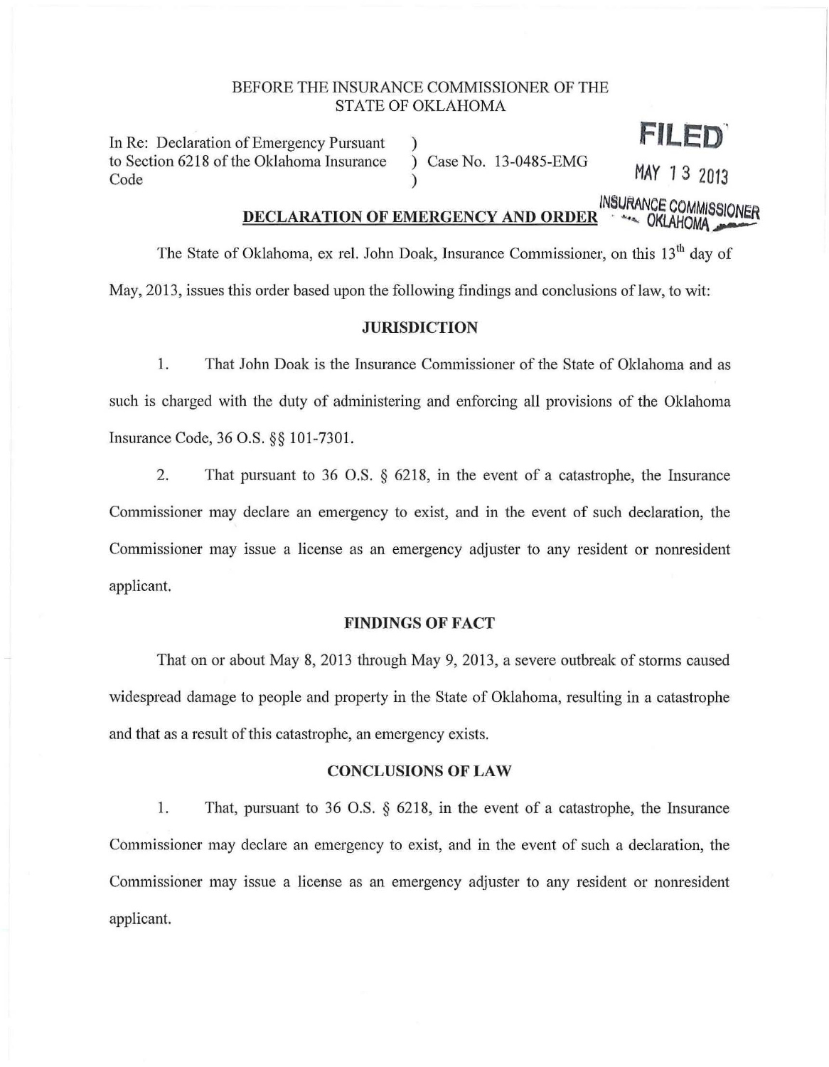BEFORE THE INSURANCE COMMISSIONER OF THE STATE OF OKLAHOMA

In Re: Declaration of Emergency Pursuant to Section 6218 of the Oklahoma Insurance Code ) Case No. 13-0485-EMG

FILED
MAY 13 2013
INSURANCE COMMISSIONER OKLAHOMA

## DECLARATION OF EMERGENCY AND ORDER

The State of Oklahoma, ex rel. John Doak, Insurance Commissioner, on this 13th day of May, 2013, issues this order based upon the following findings and conclusions of law, to wit:

### JURISDICTION

1. That John Doak is the Insurance Commissioner of the State of Oklahoma and as such is charged with the duty of administering and enforcing all provisions of the Oklahoma Insurance Code, 36 O.S. §§ 101-7301.

2. That pursuant to 36 O.S. § 6218, in the event of a catastrophe, the Insurance Commissioner may declare an emergency to exist, and in the event of such declaration, the Commissioner may issue a license as an emergency adjuster to any resident or nonresident applicant.

### FINDINGS OF FACT

That on or about May 8, 2013 through May 9, 2013, a severe outbreak of storms caused widespread damage to people and property in the State of Oklahoma, resulting in a catastrophe and that as a result of this catastrophe, an emergency exists.

### CONCLUSIONS OF LAW

1. That, pursuant to 36 O.S. § 6218, in the event of a catastrophe, the Insurance Commissioner may declare an emergency to exist, and in the event of such a declaration, the Commissioner may issue a license as an emergency adjuster to any resident or nonresident applicant.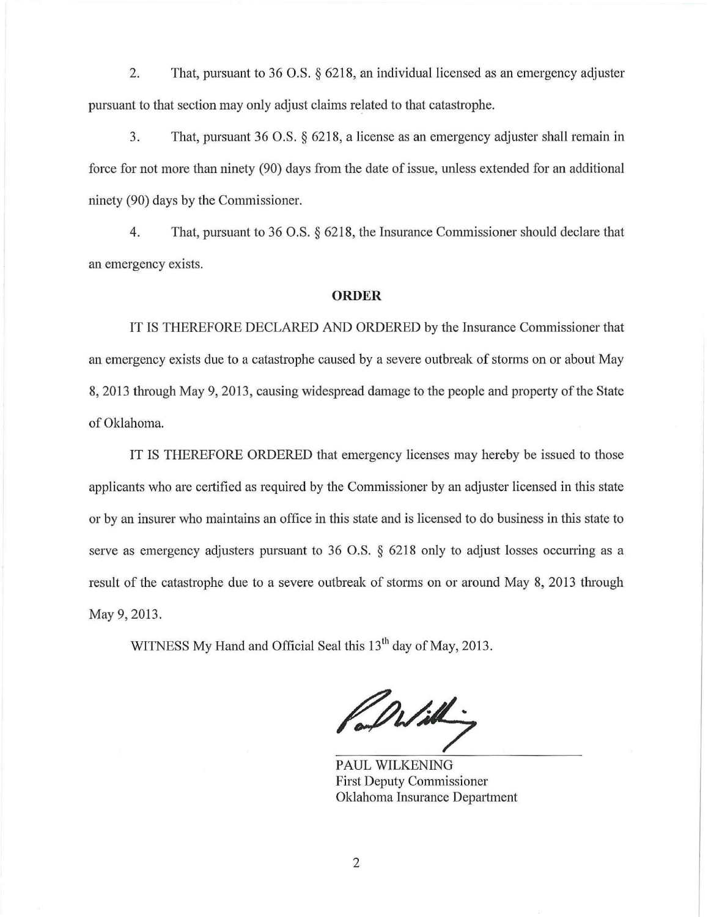2. That, pursuant to 36 O.S. § 6218, an individual licensed as an emergency adjuster pursuant to that section may only adjust claims related to that catastrophe.

3. That, pursuant 36 O.S. § 6218, a license as an emergency adjuster shall remain in force for not more than ninety (90) days from the date of issue, unless extended for an additional ninety (90) days by the Commissioner.

4. That, pursuant to 36 O.S. § 6218, the Insurance Commissioner should declare that an emergency exists.

## ORDER

IT IS THEREFORE DECLARED AND ORDERED by the Insurance Commissioner that an emergency exists due to a catastrophe caused by a severe outbreak of storms on or about May 8, 2013 through May 9, 2013, causing widespread damage to the people and property of the State of Oklahoma.

IT IS THEREFORE ORDERED that emergency licenses may hereby be issued to those applicants who are certified as required by the Commissioner by an adjuster licensed in this state or by an insurer who maintains an office in this state and is licensed to do business in this state to serve as emergency adjusters pursuant to 36 O.S. § 6218 only to adjust losses occurring as a result of the catastrophe due to a severe outbreak of storms on or around May 8, 2013 through May 9, 2013.

WITNESS My Hand and Official Seal this 13th day of May, 2013.

PAUL WILKENING
First Deputy Commissioner
Oklahoma Insurance Department